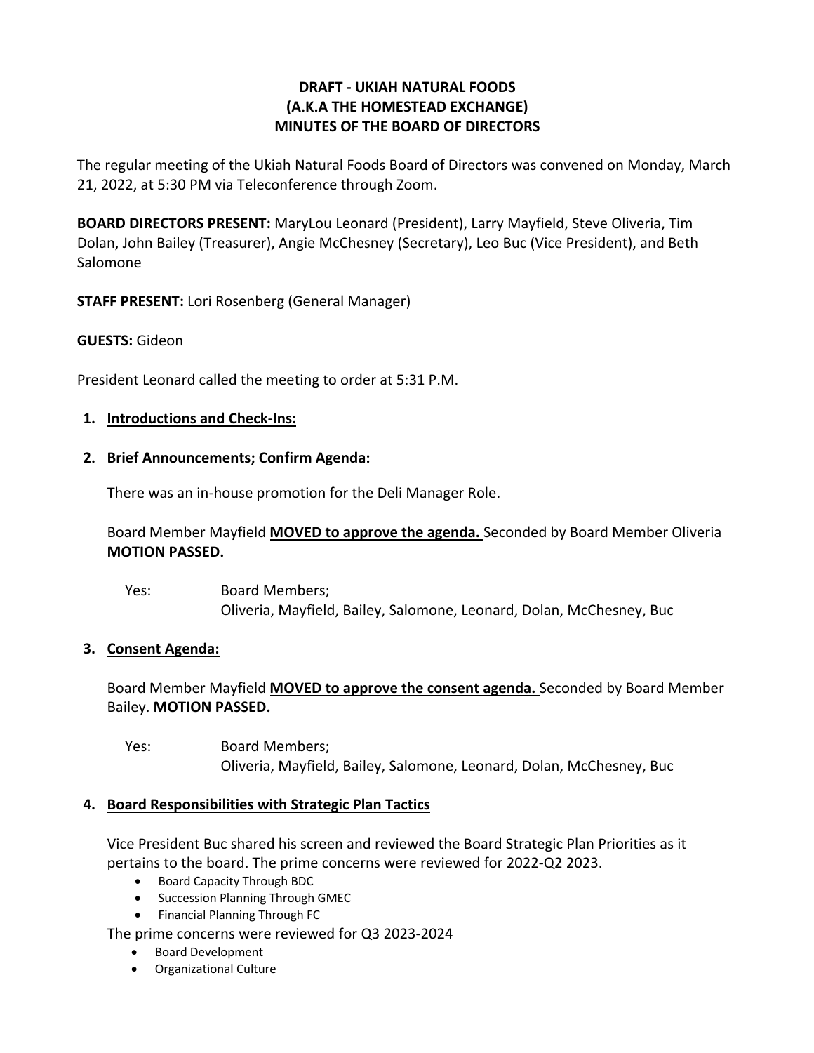**DRAFT - UKIAH NATURAL FOODS**
**(A.K.A THE HOMESTEAD EXCHANGE)**
**MINUTES OF THE BOARD OF DIRECTORS**

The regular meeting of the Ukiah Natural Foods Board of Directors was convened on Monday, March 21, 2022, at 5:30 PM via Teleconference through Zoom.

**BOARD DIRECTORS PRESENT:** MaryLou Leonard (President), Larry Mayfield, Steve Oliveria, Tim Dolan, John Bailey (Treasurer), Angie McChesney (Secretary), Leo Buc (Vice President), and Beth Salomone

**STAFF PRESENT:** Lori Rosenberg (General Manager)

**GUESTS:** Gideon

President Leonard called the meeting to order at 5:31 P.M.

1. **Introductions and Check-Ins:**

2. **Brief Announcements; Confirm Agenda:**

   There was an in-house promotion for the Deli Manager Role.

   Board Member Mayfield **MOVED to approve the agenda.** Seconded by Board Member Oliveria **MOTION PASSED.**

   Yes: Board Members;
   Oliveria, Mayfield, Bailey, Salomone, Leonard, Dolan, McChesney, Buc

3. **Consent Agenda:**

   Board Member Mayfield **MOVED to approve the consent agenda.** Seconded by Board Member Bailey. **MOTION PASSED.**

   Yes: Board Members;
   Oliveria, Mayfield, Bailey, Salomone, Leonard, Dolan, McChesney, Buc

4. **Board Responsibilities with Strategic Plan Tactics**

   Vice President Buc shared his screen and reviewed the Board Strategic Plan Priorities as it pertains to the board. The prime concerns were reviewed for 2022-Q2 2023.

   - Board Capacity Through BDC
   - Succession Planning Through GMEC
   - Financial Planning Through FC

   The prime concerns were reviewed for Q3 2023-2024

   - Board Development
   - Organizational Culture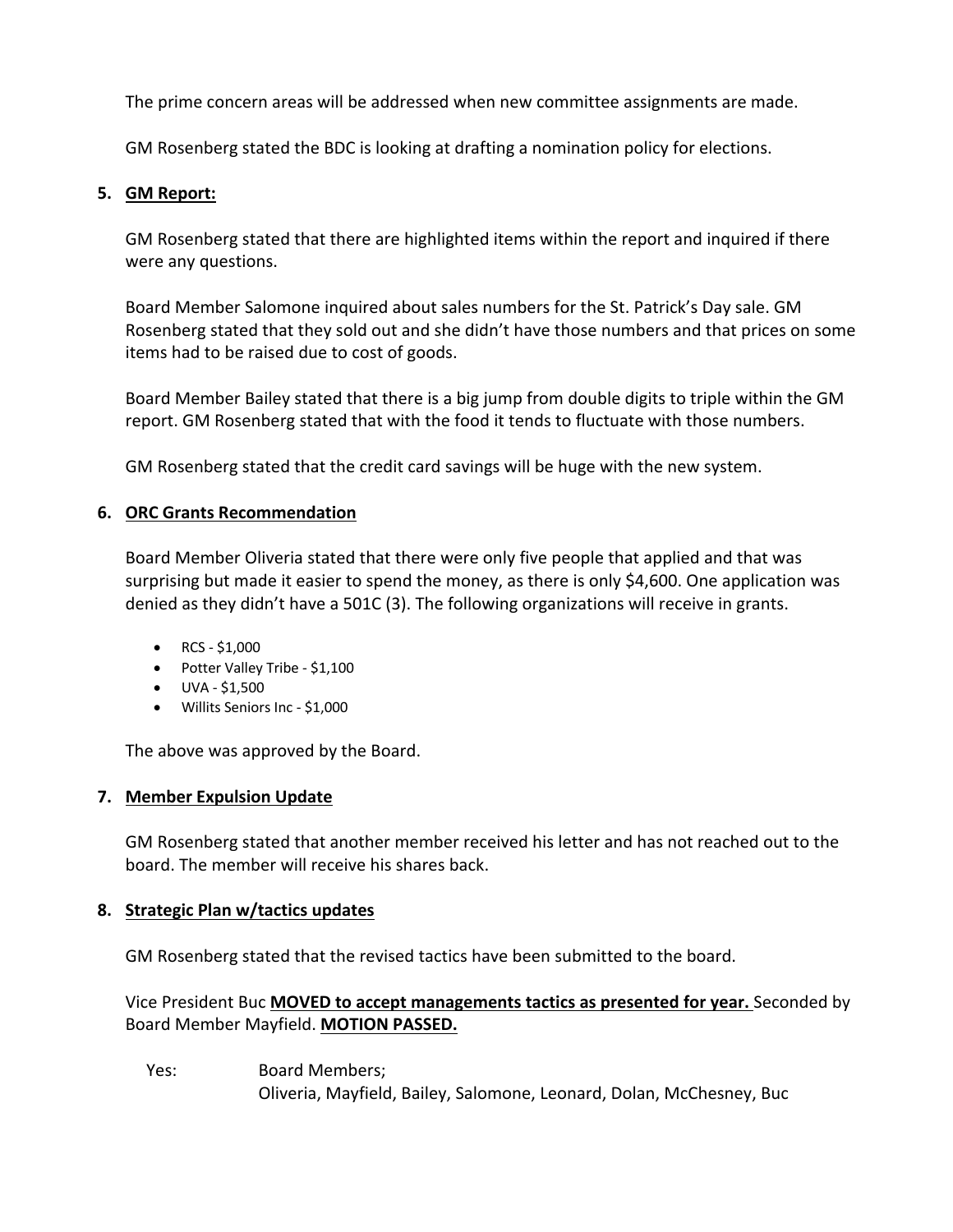The prime concern areas will be addressed when new committee assignments are made.

GM Rosenberg stated the BDC is looking at drafting a nomination policy for elections.

5. **GM Report:**

GM Rosenberg stated that there are highlighted items within the report and inquired if there were any questions.

Board Member Salomone inquired about sales numbers for the St. Patrick's Day sale. GM Rosenberg stated that they sold out and she didn't have those numbers and that prices on some items had to be raised due to cost of goods.

Board Member Bailey stated that there is a big jump from double digits to triple within the GM report. GM Rosenberg stated that with the food it tends to fluctuate with those numbers.

GM Rosenberg stated that the credit card savings will be huge with the new system.

6. **ORC Grants Recommendation**

Board Member Oliveria stated that there were only five people that applied and that was surprising but made it easier to spend the money, as there is only $4,600. One application was denied as they didn't have a 501C (3). The following organizations will receive in grants.

- RCS - $1,000
- Potter Valley Tribe - $1,100
- UVA - $1,500
- Willits Seniors Inc - $1,000

The above was approved by the Board.

7. **Member Expulsion Update**

GM Rosenberg stated that another member received his letter and has not reached out to the board. The member will receive his shares back.

8. **Strategic Plan w/tactics updates**

GM Rosenberg stated that the revised tactics have been submitted to the board.

Vice President Buc **MOVED to accept managements tactics as presented for year.** Seconded by Board Member Mayfield. **MOTION PASSED.**

Yes: Board Members;
Oliveria, Mayfield, Bailey, Salomone, Leonard, Dolan, McChesney, Buc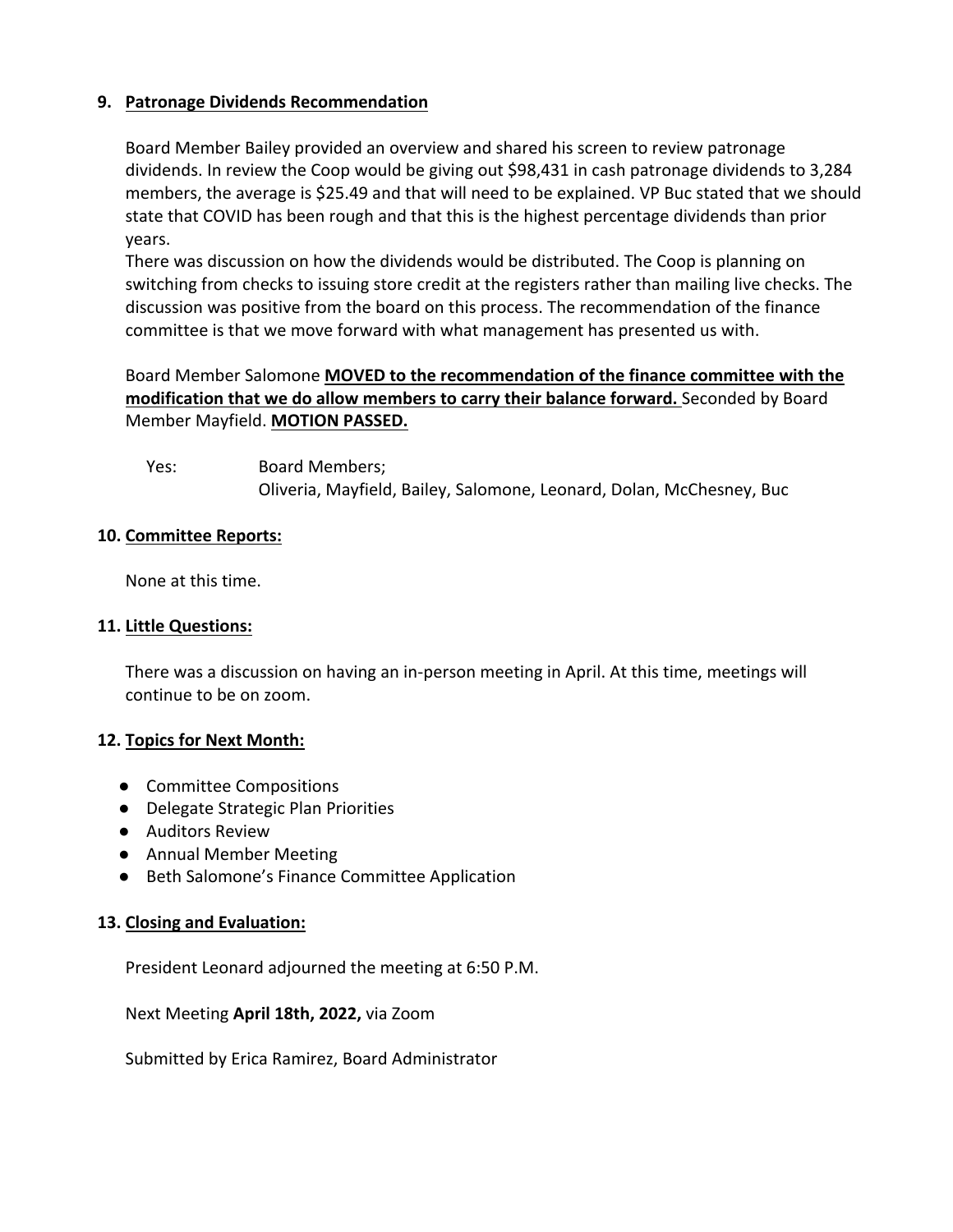## 9. Patronage Dividends Recommendation

Board Member Bailey provided an overview and shared his screen to review patronage dividends. In review the Coop would be giving out $98,431 in cash patronage dividends to 3,284 members, the average is $25.49 and that will need to be explained. VP Buc stated that we should state that COVID has been rough and that this is the highest percentage dividends than prior years.

There was discussion on how the dividends would be distributed. The Coop is planning on switching from checks to issuing store credit at the registers rather than mailing live checks. The discussion was positive from the board on this process. The recommendation of the finance committee is that we move forward with what management has presented us with.

Board Member Salomone **MOVED to the recommendation of the finance committee with the modification that we do allow members to carry their balance forward.** Seconded by Board Member Mayfield. **MOTION PASSED.**

Yes: Board Members;
Oliveria, Mayfield, Bailey, Salomone, Leonard, Dolan, McChesney, Buc

## 10. Committee Reports:

None at this time.

## 11. Little Questions:

There was a discussion on having an in-person meeting in April. At this time, meetings will continue to be on zoom.

## 12. Topics for Next Month:

- Committee Compositions
- Delegate Strategic Plan Priorities
- Auditors Review
- Annual Member Meeting
- Beth Salomone's Finance Committee Application

## 13. Closing and Evaluation:

President Leonard adjourned the meeting at 6:50 P.M.

Next Meeting **April 18th, 2022,** via Zoom

Submitted by Erica Ramirez, Board Administrator